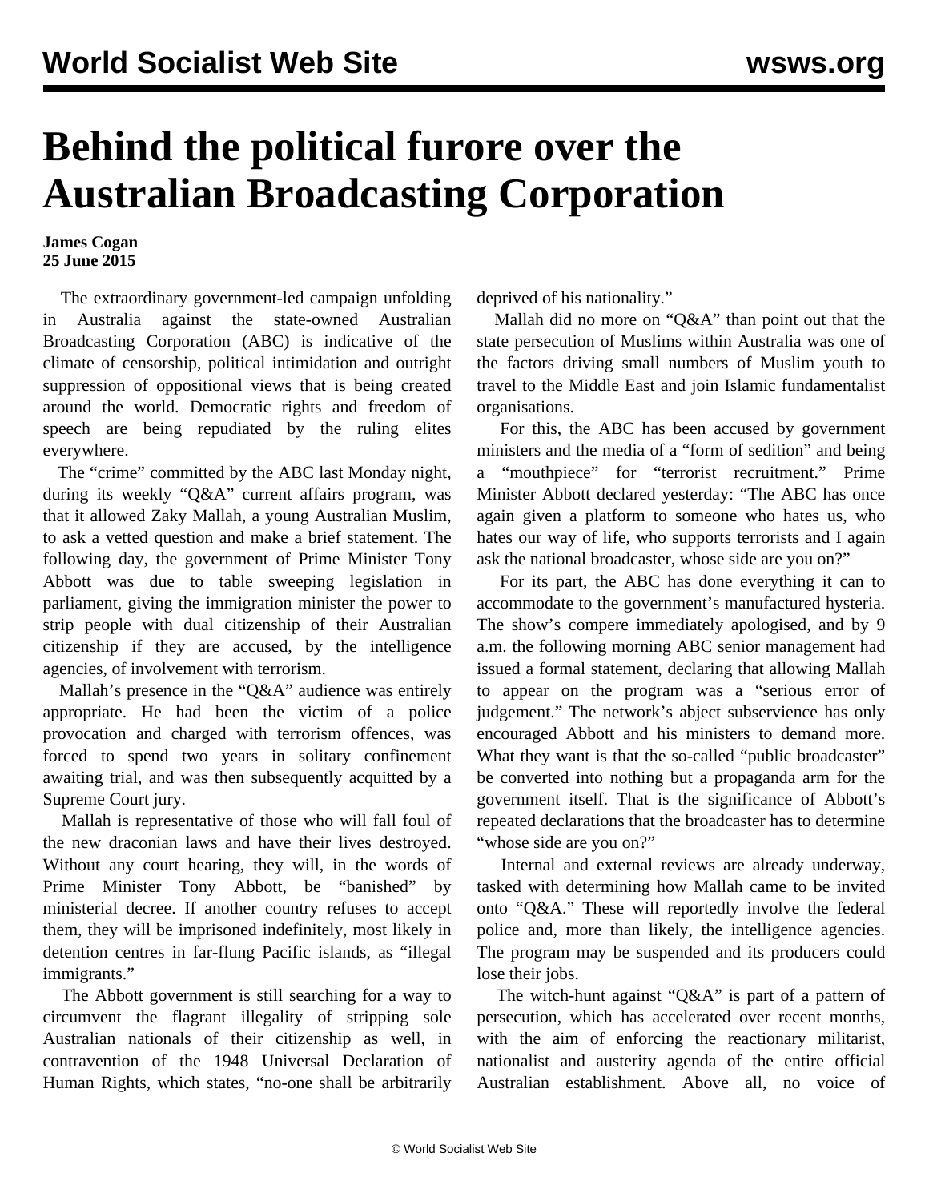# Behind the political furore over the Australian Broadcasting Corporation

**James Cogan**
**25 June 2015**

The extraordinary government-led campaign unfolding in Australia against the state-owned Australian Broadcasting Corporation (ABC) is indicative of the climate of censorship, political intimidation and outright suppression of oppositional views that is being created around the world. Democratic rights and freedom of speech are being repudiated by the ruling elites everywhere.

The "crime" committed by the ABC last Monday night, during its weekly "Q&A" current affairs program, was that it allowed Zaky Mallah, a young Australian Muslim, to ask a vetted question and make a brief statement. The following day, the government of Prime Minister Tony Abbott was due to table sweeping legislation in parliament, giving the immigration minister the power to strip people with dual citizenship of their Australian citizenship if they are accused, by the intelligence agencies, of involvement with terrorism.

Mallah's presence in the "Q&A" audience was entirely appropriate. He had been the victim of a police provocation and charged with terrorism offences, was forced to spend two years in solitary confinement awaiting trial, and was then subsequently acquitted by a Supreme Court jury.

Mallah is representative of those who will fall foul of the new draconian laws and have their lives destroyed. Without any court hearing, they will, in the words of Prime Minister Tony Abbott, be "banished" by ministerial decree. If another country refuses to accept them, they will be imprisoned indefinitely, most likely in detention centres in far-flung Pacific islands, as "illegal immigrants."

The Abbott government is still searching for a way to circumvent the flagrant illegality of stripping sole Australian nationals of their citizenship as well, in contravention of the 1948 Universal Declaration of Human Rights, which states, "no-one shall be arbitrarily deprived of his nationality."

Mallah did no more on "Q&A" than point out that the state persecution of Muslims within Australia was one of the factors driving small numbers of Muslim youth to travel to the Middle East and join Islamic fundamentalist organisations.

For this, the ABC has been accused by government ministers and the media of a "form of sedition" and being a "mouthpiece" for "terrorist recruitment." Prime Minister Abbott declared yesterday: "The ABC has once again given a platform to someone who hates us, who hates our way of life, who supports terrorists and I again ask the national broadcaster, whose side are you on?"

For its part, the ABC has done everything it can to accommodate to the government's manufactured hysteria. The show's compere immediately apologised, and by 9 a.m. the following morning ABC senior management had issued a formal statement, declaring that allowing Mallah to appear on the program was a "serious error of judgement." The network's abject subservience has only encouraged Abbott and his ministers to demand more. What they want is that the so-called "public broadcaster" be converted into nothing but a propaganda arm for the government itself. That is the significance of Abbott's repeated declarations that the broadcaster has to determine "whose side are you on?"

Internal and external reviews are already underway, tasked with determining how Mallah came to be invited onto "Q&A." These will reportedly involve the federal police and, more than likely, the intelligence agencies. The program may be suspended and its producers could lose their jobs.

The witch-hunt against "Q&A" is part of a pattern of persecution, which has accelerated over recent months, with the aim of enforcing the reactionary militarist, nationalist and austerity agenda of the entire official Australian establishment. Above all, no voice of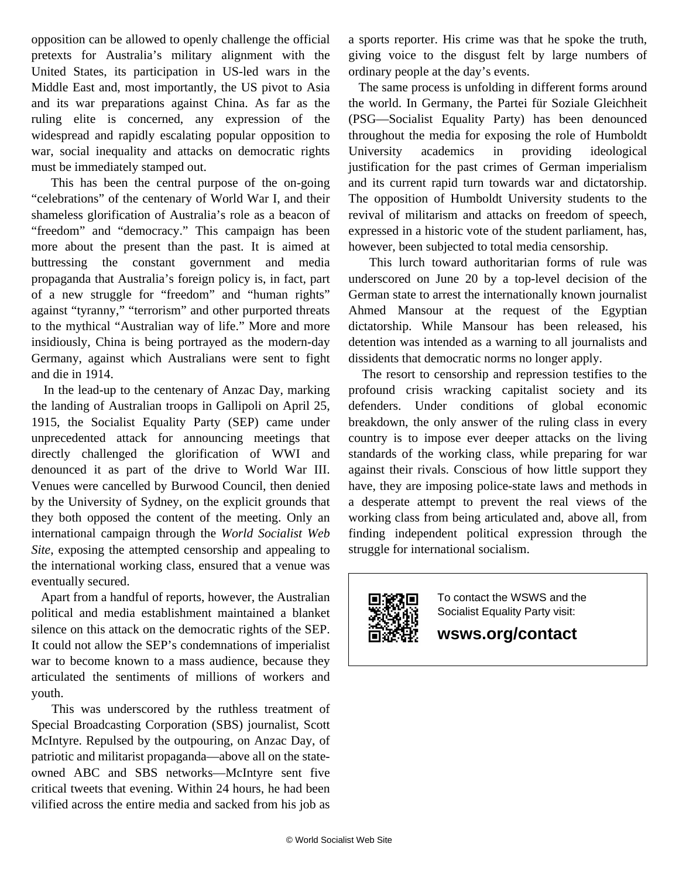opposition can be allowed to openly challenge the official pretexts for Australia's military alignment with the United States, its participation in US-led wars in the Middle East and, most importantly, the US pivot to Asia and its war preparations against China. As far as the ruling elite is concerned, any expression of the widespread and rapidly escalating popular opposition to war, social inequality and attacks on democratic rights must be immediately stamped out.

This has been the central purpose of the on-going "celebrations" of the centenary of World War I, and their shameless glorification of Australia's role as a beacon of "freedom" and "democracy." This campaign has been more about the present than the past. It is aimed at buttressing the constant government and media propaganda that Australia's foreign policy is, in fact, part of a new struggle for "freedom" and "human rights" against "tyranny," "terrorism" and other purported threats to the mythical "Australian way of life." More and more insidiously, China is being portrayed as the modern-day Germany, against which Australians were sent to fight and die in 1914.

In the lead-up to the centenary of Anzac Day, marking the landing of Australian troops in Gallipoli on April 25, 1915, the Socialist Equality Party (SEP) came under unprecedented attack for announcing meetings that directly challenged the glorification of WWI and denounced it as part of the drive to World War III. Venues were cancelled by Burwood Council, then denied by the University of Sydney, on the explicit grounds that they both opposed the content of the meeting. Only an international campaign through the *World Socialist Web Site*, exposing the attempted censorship and appealing to the international working class, ensured that a venue was eventually secured.

Apart from a handful of reports, however, the Australian political and media establishment maintained a blanket silence on this attack on the democratic rights of the SEP. It could not allow the SEP's condemnations of imperialist war to become known to a mass audience, because they articulated the sentiments of millions of workers and youth.

This was underscored by the ruthless treatment of Special Broadcasting Corporation (SBS) journalist, Scott McIntyre. Repulsed by the outpouring, on Anzac Day, of patriotic and militarist propaganda—above all on the state-owned ABC and SBS networks—McIntyre sent five critical tweets that evening. Within 24 hours, he had been vilified across the entire media and sacked from his job as a sports reporter. His crime was that he spoke the truth, giving voice to the disgust felt by large numbers of ordinary people at the day's events.

The same process is unfolding in different forms around the world. In Germany, the Partei für Soziale Gleichheit (PSG—Socialist Equality Party) has been denounced throughout the media for exposing the role of Humboldt University academics in providing ideological justification for the past crimes of German imperialism and its current rapid turn towards war and dictatorship. The opposition of Humboldt University students to the revival of militarism and attacks on freedom of speech, expressed in a historic vote of the student parliament, has, however, been subjected to total media censorship.

This lurch toward authoritarian forms of rule was underscored on June 20 by a top-level decision of the German state to arrest the internationally known journalist Ahmed Mansour at the request of the Egyptian dictatorship. While Mansour has been released, his detention was intended as a warning to all journalists and dissidents that democratic norms no longer apply.

The resort to censorship and repression testifies to the profound crisis wracking capitalist society and its defenders. Under conditions of global economic breakdown, the only answer of the ruling class in every country is to impose ever deeper attacks on the living standards of the working class, while preparing for war against their rivals. Conscious of how little support they have, they are imposing police-state laws and methods in a desperate attempt to prevent the real views of the working class from being articulated and, above all, from finding independent political expression through the struggle for international socialism.

To contact the WSWS and the Socialist Equality Party visit:

**wsws.org/contact**